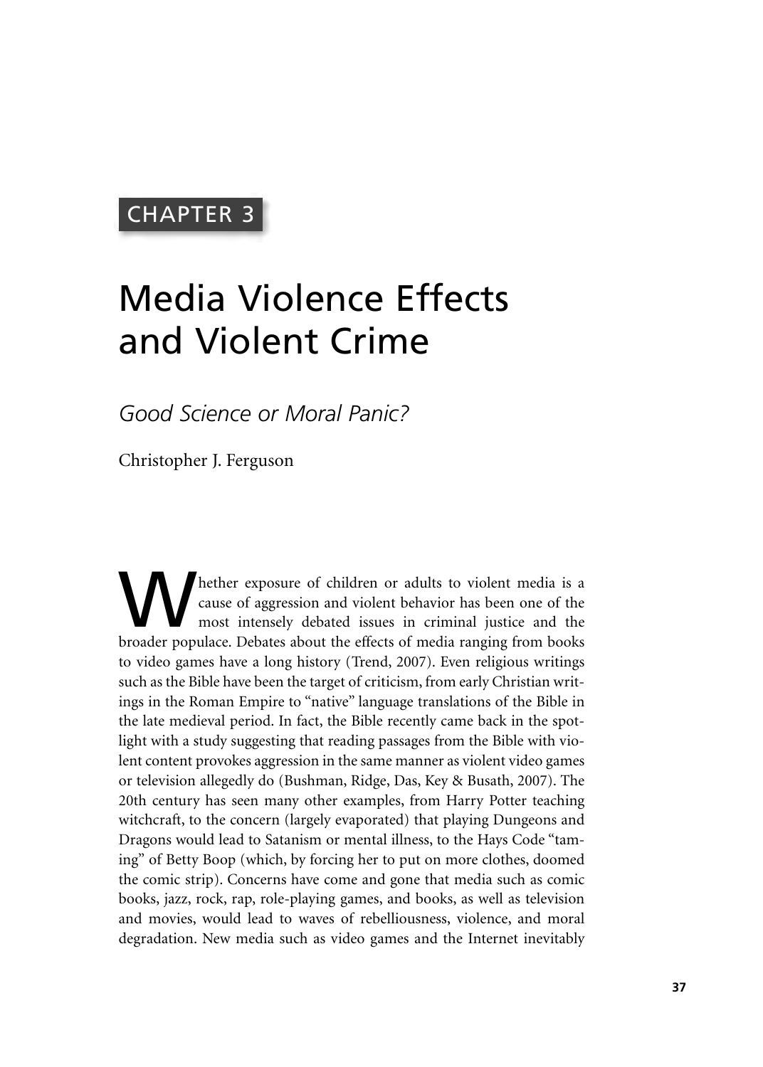CHAPTER 3

# Media Violence Effects and Violent Crime

## *Good Science or Moral Panic?*

Christopher J. Ferguson

Whether exposure of children or adults to violent media is a cause of aggression and violent behavior has been one of the most intensely debated issues in criminal justice and the broader populace. Debates about the effects of media ranging from books to video games have a long history (Trend, 2007). Even religious writings such as the Bible have been the target of criticism, from early Christian writings in the Roman Empire to "native" language translations of the Bible in the late medieval period. In fact, the Bible recently came back in the spotlight with a study suggesting that reading passages from the Bible with violent content provokes aggression in the same manner as violent video games or television allegedly do (Bushman, Ridge, Das, Key & Busath, 2007). The 20th century has seen many other examples, from Harry Potter teaching witchcraft, to the concern (largely evaporated) that playing Dungeons and Dragons would lead to Satanism or mental illness, to the Hays Code "taming" of Betty Boop (which, by forcing her to put on more clothes, doomed the comic strip). Concerns have come and gone that media such as comic books, jazz, rock, rap, role-playing games, and books, as well as television and movies, would lead to waves of rebelliousness, violence, and moral degradation. New media such as video games and the Internet inevitably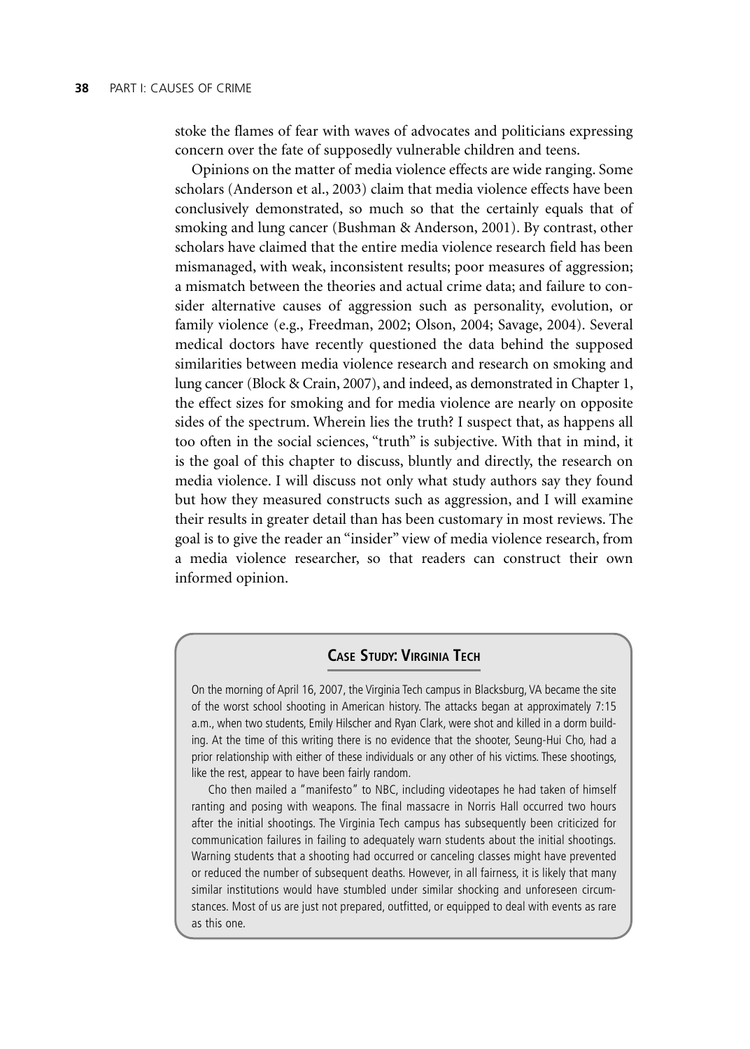stoke the flames of fear with waves of advocates and politicians expressing concern over the fate of supposedly vulnerable children and teens.

Opinions on the matter of media violence effects are wide ranging. Some scholars (Anderson et al., 2003) claim that media violence effects have been conclusively demonstrated, so much so that the certainly equals that of smoking and lung cancer (Bushman & Anderson, 2001). By contrast, other scholars have claimed that the entire media violence research field has been mismanaged, with weak, inconsistent results; poor measures of aggression; a mismatch between the theories and actual crime data; and failure to consider alternative causes of aggression such as personality, evolution, or family violence (e.g., Freedman, 2002; Olson, 2004; Savage, 2004). Several medical doctors have recently questioned the data behind the supposed similarities between media violence research and research on smoking and lung cancer (Block & Crain, 2007), and indeed, as demonstrated in Chapter 1, the effect sizes for smoking and for media violence are nearly on opposite sides of the spectrum. Wherein lies the truth? I suspect that, as happens all too often in the social sciences, "truth" is subjective. With that in mind, it is the goal of this chapter to discuss, bluntly and directly, the research on media violence. I will discuss not only what study authors say they found but how they measured constructs such as aggression, and I will examine their results in greater detail than has been customary in most reviews. The goal is to give the reader an "insider" view of media violence research, from a media violence researcher, so that readers can construct their own informed opinion.

## Case Study: Virginia Tech

On the morning of April 16, 2007, the Virginia Tech campus in Blacksburg, VA became the site of the worst school shooting in American history. The attacks began at approximately 7:15 a.m., when two students, Emily Hilscher and Ryan Clark, were shot and killed in a dorm building. At the time of this writing there is no evidence that the shooter, Seung-Hui Cho, had a prior relationship with either of these individuals or any other of his victims. These shootings, like the rest, appear to have been fairly random.

Cho then mailed a "manifesto" to NBC, including videotapes he had taken of himself ranting and posing with weapons. The final massacre in Norris Hall occurred two hours after the initial shootings. The Virginia Tech campus has subsequently been criticized for communication failures in failing to adequately warn students about the initial shootings. Warning students that a shooting had occurred or canceling classes might have prevented or reduced the number of subsequent deaths. However, in all fairness, it is likely that many similar institutions would have stumbled under similar shocking and unforeseen circumstances. Most of us are just not prepared, outfitted, or equipped to deal with events as rare as this one.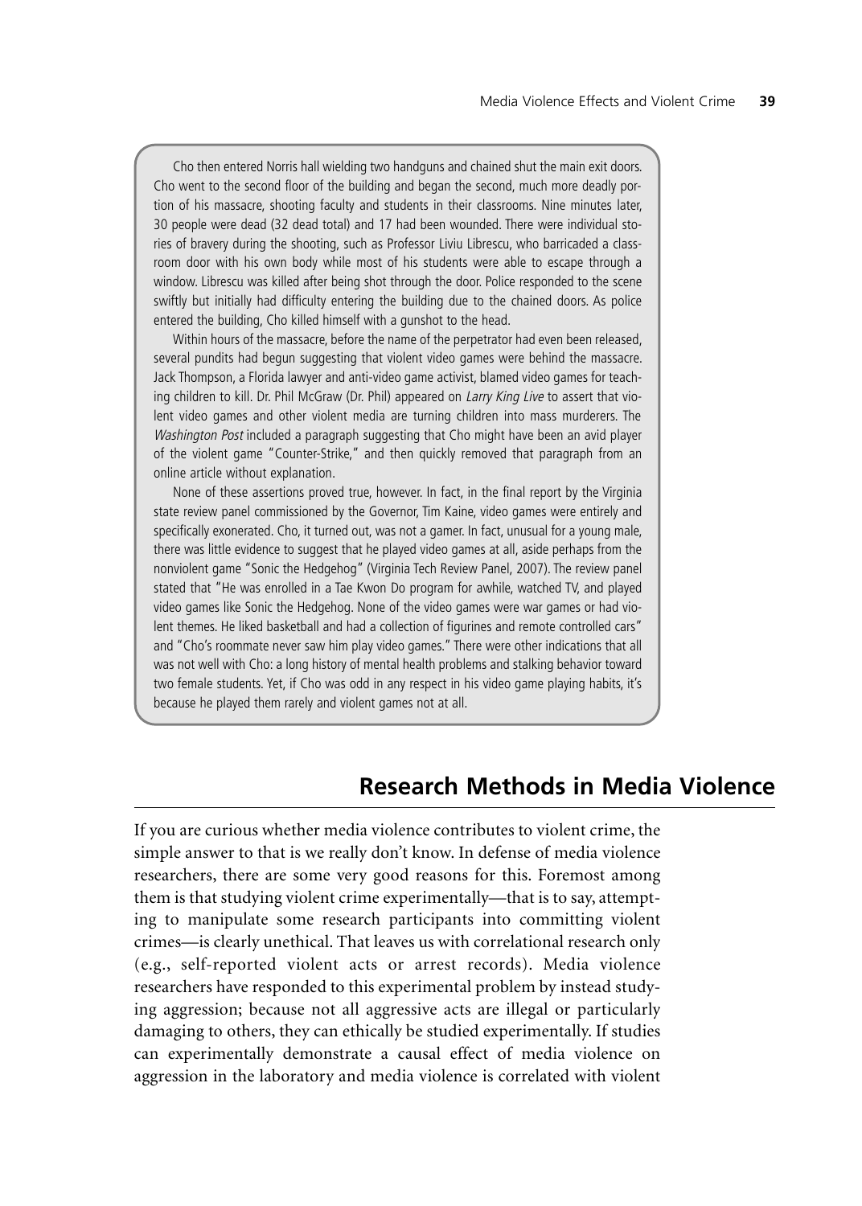Cho then entered Norris hall wielding two handguns and chained shut the main exit doors. Cho went to the second floor of the building and began the second, much more deadly portion of his massacre, shooting faculty and students in their classrooms. Nine minutes later, 30 people were dead (32 dead total) and 17 had been wounded. There were individual stories of bravery during the shooting, such as Professor Liviu Librescu, who barricaded a classroom door with his own body while most of his students were able to escape through a window. Librescu was killed after being shot through the door. Police responded to the scene swiftly but initially had difficulty entering the building due to the chained doors. As police entered the building, Cho killed himself with a gunshot to the head.

Within hours of the massacre, before the name of the perpetrator had even been released, several pundits had begun suggesting that violent video games were behind the massacre. Jack Thompson, a Florida lawyer and anti-video game activist, blamed video games for teaching children to kill. Dr. Phil McGraw (Dr. Phil) appeared on *Larry King Live* to assert that violent video games and other violent media are turning children into mass murderers. The *Washington Post* included a paragraph suggesting that Cho might have been an avid player of the violent game "Counter-Strike," and then quickly removed that paragraph from an online article without explanation.

None of these assertions proved true, however. In fact, in the final report by the Virginia state review panel commissioned by the Governor, Tim Kaine, video games were entirely and specifically exonerated. Cho, it turned out, was not a gamer. In fact, unusual for a young male, there was little evidence to suggest that he played video games at all, aside perhaps from the nonviolent game "Sonic the Hedgehog" (Virginia Tech Review Panel, 2007). The review panel stated that "He was enrolled in a Tae Kwon Do program for awhile, watched TV, and played video games like Sonic the Hedgehog. None of the video games were war games or had violent themes. He liked basketball and had a collection of figurines and remote controlled cars" and "Cho's roommate never saw him play video games." There were other indications that all was not well with Cho: a long history of mental health problems and stalking behavior toward two female students. Yet, if Cho was odd in any respect in his video game playing habits, it's because he played them rarely and violent games not at all.

## Research Methods in Media Violence

If you are curious whether media violence contributes to violent crime, the simple answer to that is we really don't know. In defense of media violence researchers, there are some very good reasons for this. Foremost among them is that studying violent crime experimentally—that is to say, attempting to manipulate some research participants into committing violent crimes—is clearly unethical. That leaves us with correlational research only (e.g., self-reported violent acts or arrest records). Media violence researchers have responded to this experimental problem by instead studying aggression; because not all aggressive acts are illegal or particularly damaging to others, they can ethically be studied experimentally. If studies can experimentally demonstrate a causal effect of media violence on aggression in the laboratory and media violence is correlated with violent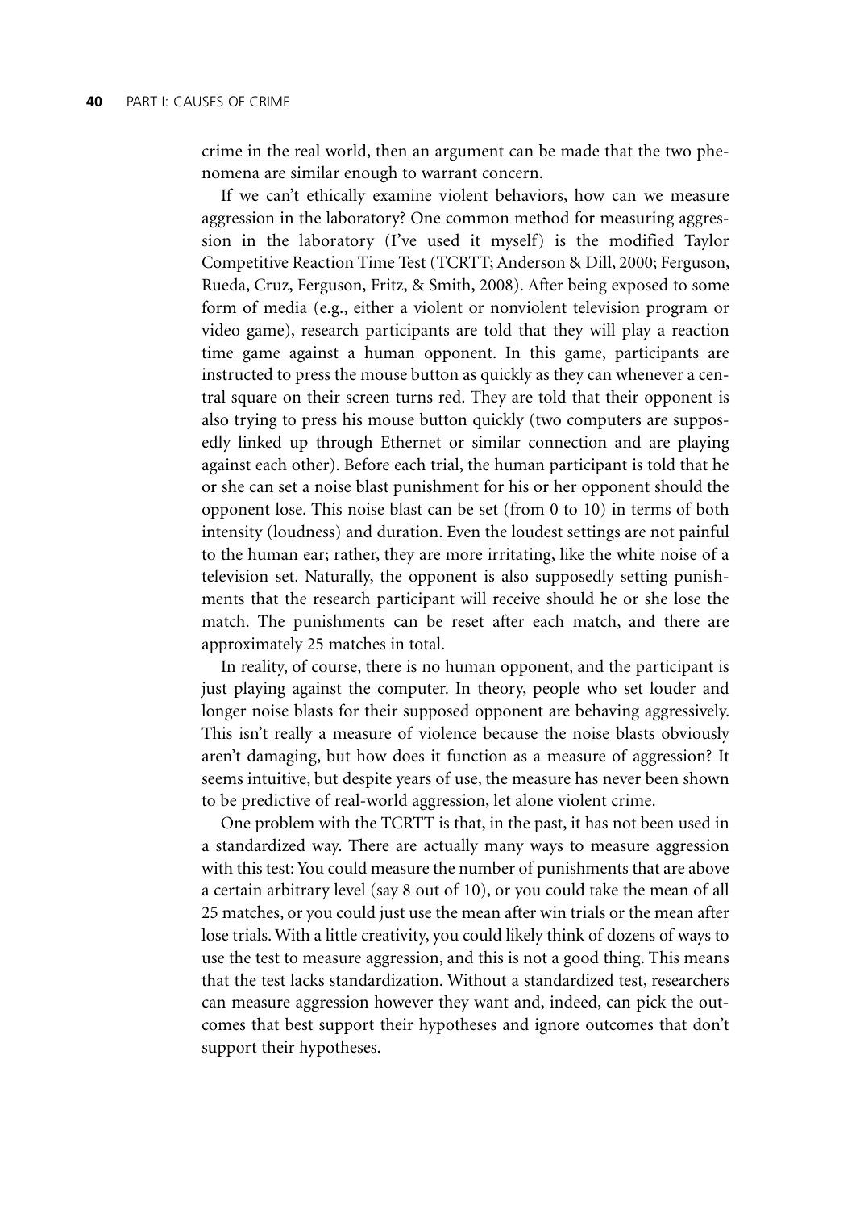crime in the real world, then an argument can be made that the two phenomena are similar enough to warrant concern.

If we can't ethically examine violent behaviors, how can we measure aggression in the laboratory? One common method for measuring aggression in the laboratory (I've used it myself) is the modified Taylor Competitive Reaction Time Test (TCRTT; Anderson & Dill, 2000; Ferguson, Rueda, Cruz, Ferguson, Fritz, & Smith, 2008). After being exposed to some form of media (e.g., either a violent or nonviolent television program or video game), research participants are told that they will play a reaction time game against a human opponent. In this game, participants are instructed to press the mouse button as quickly as they can whenever a central square on their screen turns red. They are told that their opponent is also trying to press his mouse button quickly (two computers are supposedly linked up through Ethernet or similar connection and are playing against each other). Before each trial, the human participant is told that he or she can set a noise blast punishment for his or her opponent should the opponent lose. This noise blast can be set (from 0 to 10) in terms of both intensity (loudness) and duration. Even the loudest settings are not painful to the human ear; rather, they are more irritating, like the white noise of a television set. Naturally, the opponent is also supposedly setting punishments that the research participant will receive should he or she lose the match. The punishments can be reset after each match, and there are approximately 25 matches in total.

In reality, of course, there is no human opponent, and the participant is just playing against the computer. In theory, people who set louder and longer noise blasts for their supposed opponent are behaving aggressively. This isn't really a measure of violence because the noise blasts obviously aren't damaging, but how does it function as a measure of aggression? It seems intuitive, but despite years of use, the measure has never been shown to be predictive of real-world aggression, let alone violent crime.

One problem with the TCRTT is that, in the past, it has not been used in a standardized way. There are actually many ways to measure aggression with this test: You could measure the number of punishments that are above a certain arbitrary level (say 8 out of 10), or you could take the mean of all 25 matches, or you could just use the mean after win trials or the mean after lose trials. With a little creativity, you could likely think of dozens of ways to use the test to measure aggression, and this is not a good thing. This means that the test lacks standardization. Without a standardized test, researchers can measure aggression however they want and, indeed, can pick the outcomes that best support their hypotheses and ignore outcomes that don't support their hypotheses.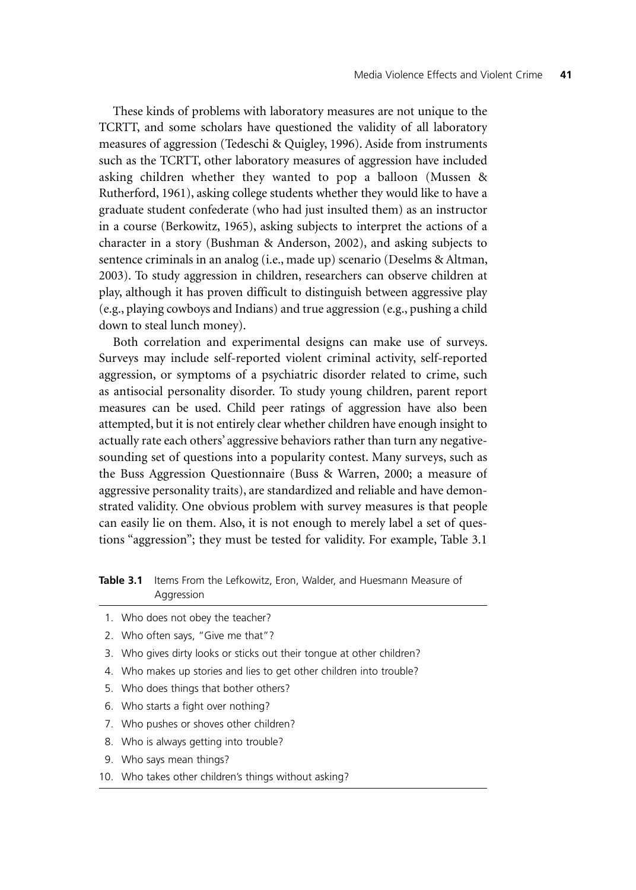These kinds of problems with laboratory measures are not unique to the TCRTT, and some scholars have questioned the validity of all laboratory measures of aggression (Tedeschi & Quigley, 1996). Aside from instruments such as the TCRTT, other laboratory measures of aggression have included asking children whether they wanted to pop a balloon (Mussen & Rutherford, 1961), asking college students whether they would like to have a graduate student confederate (who had just insulted them) as an instructor in a course (Berkowitz, 1965), asking subjects to interpret the actions of a character in a story (Bushman & Anderson, 2002), and asking subjects to sentence criminals in an analog (i.e., made up) scenario (Deselms & Altman, 2003). To study aggression in children, researchers can observe children at play, although it has proven difficult to distinguish between aggressive play (e.g., playing cowboys and Indians) and true aggression (e.g., pushing a child down to steal lunch money).

Both correlation and experimental designs can make use of surveys. Surveys may include self-reported violent criminal activity, self-reported aggression, or symptoms of a psychiatric disorder related to crime, such as antisocial personality disorder. To study young children, parent report measures can be used. Child peer ratings of aggression have also been attempted, but it is not entirely clear whether children have enough insight to actually rate each others' aggressive behaviors rather than turn any negative-sounding set of questions into a popularity contest. Many surveys, such as the Buss Aggression Questionnaire (Buss & Warren, 2000; a measure of aggressive personality traits), are standardized and reliable and have demonstrated validity. One obvious problem with survey measures is that people can easily lie on them. Also, it is not enough to merely label a set of questions "aggression"; they must be tested for validity. For example, Table 3.1

**Table 3.1** Items From the Lefkowitz, Eron, Walder, and Huesmann Measure of Aggression

1. Who does not obey the teacher?
2. Who often says, "Give me that"?
3. Who gives dirty looks or sticks out their tongue at other children?
4. Who makes up stories and lies to get other children into trouble?
5. Who does things that bother others?
6. Who starts a fight over nothing?
7. Who pushes or shoves other children?
8. Who is always getting into trouble?
9. Who says mean things?
10. Who takes other children's things without asking?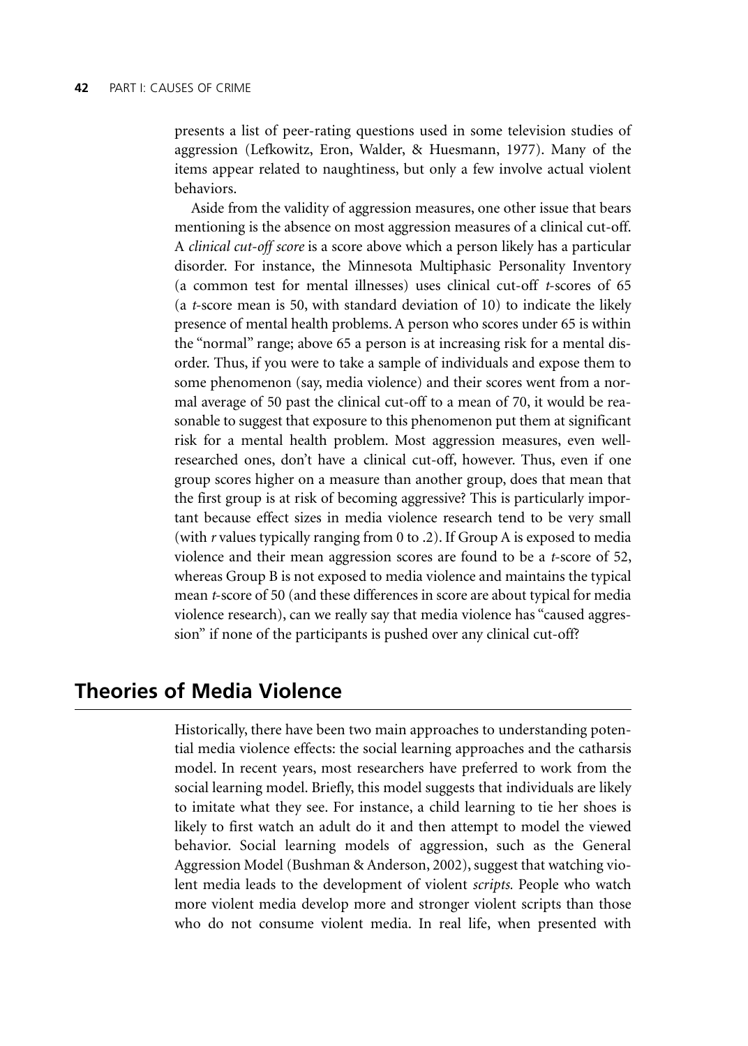presents a list of peer-rating questions used in some television studies of aggression (Lefkowitz, Eron, Walder, & Huesmann, 1977). Many of the items appear related to naughtiness, but only a few involve actual violent behaviors.

Aside from the validity of aggression measures, one other issue that bears mentioning is the absence on most aggression measures of a clinical cut-off. A *clinical cut-off score* is a score above which a person likely has a particular disorder. For instance, the Minnesota Multiphasic Personality Inventory (a common test for mental illnesses) uses clinical cut-off *t*-scores of 65 (a *t*-score mean is 50, with standard deviation of 10) to indicate the likely presence of mental health problems. A person who scores under 65 is within the "normal" range; above 65 a person is at increasing risk for a mental disorder. Thus, if you were to take a sample of individuals and expose them to some phenomenon (say, media violence) and their scores went from a normal average of 50 past the clinical cut-off to a mean of 70, it would be reasonable to suggest that exposure to this phenomenon put them at significant risk for a mental health problem. Most aggression measures, even well-researched ones, don't have a clinical cut-off, however. Thus, even if one group scores higher on a measure than another group, does that mean that the first group is at risk of becoming aggressive? This is particularly important because effect sizes in media violence research tend to be very small (with $r$ values typically ranging from 0 to .2). If Group A is exposed to media violence and their mean aggression scores are found to be a *t*-score of 52, whereas Group B is not exposed to media violence and maintains the typical mean *t*-score of 50 (and these differences in score are about typical for media violence research), can we really say that media violence has "caused aggression" if none of the participants is pushed over any clinical cut-off?

## Theories of Media Violence

Historically, there have been two main approaches to understanding potential media violence effects: the social learning approaches and the catharsis model. In recent years, most researchers have preferred to work from the social learning model. Briefly, this model suggests that individuals are likely to imitate what they see. For instance, a child learning to tie her shoes is likely to first watch an adult do it and then attempt to model the viewed behavior. Social learning models of aggression, such as the General Aggression Model (Bushman & Anderson, 2002), suggest that watching violent media leads to the development of violent *scripts.* People who watch more violent media develop more and stronger violent scripts than those who do not consume violent media. In real life, when presented with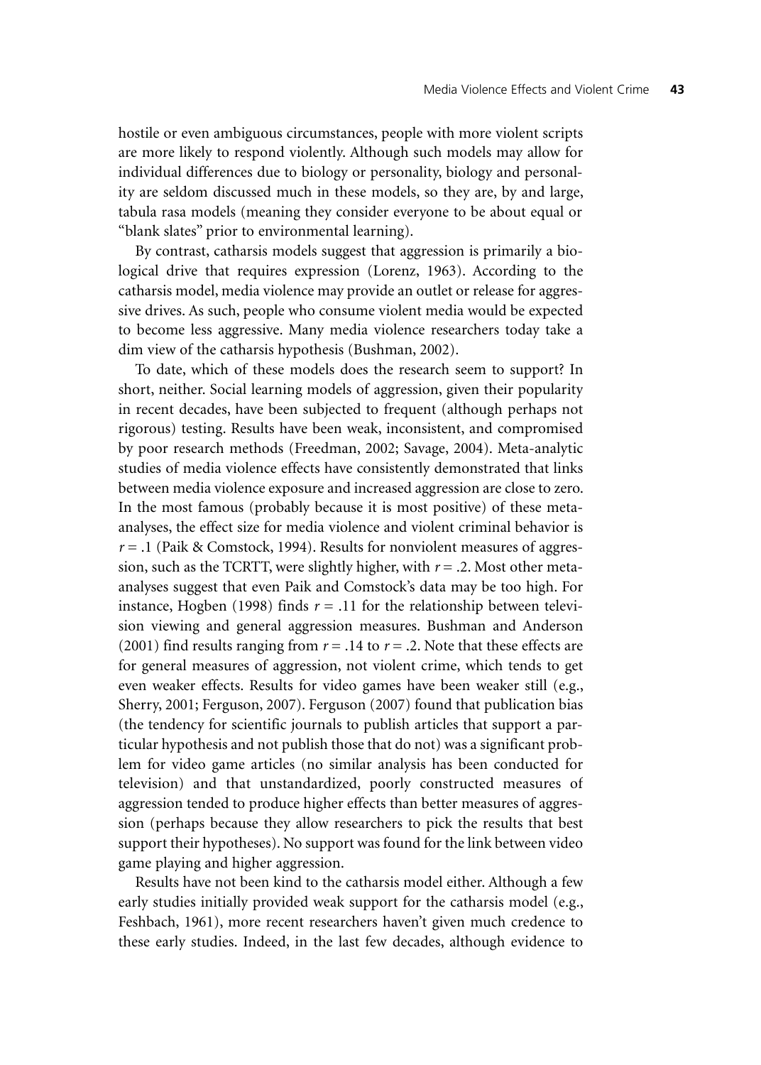hostile or even ambiguous circumstances, people with more violent scripts are more likely to respond violently. Although such models may allow for individual differences due to biology or personality, biology and personality are seldom discussed much in these models, so they are, by and large, tabula rasa models (meaning they consider everyone to be about equal or "blank slates" prior to environmental learning).

By contrast, catharsis models suggest that aggression is primarily a biological drive that requires expression (Lorenz, 1963). According to the catharsis model, media violence may provide an outlet or release for aggressive drives. As such, people who consume violent media would be expected to become less aggressive. Many media violence researchers today take a dim view of the catharsis hypothesis (Bushman, 2002).

To date, which of these models does the research seem to support? In short, neither. Social learning models of aggression, given their popularity in recent decades, have been subjected to frequent (although perhaps not rigorous) testing. Results have been weak, inconsistent, and compromised by poor research methods (Freedman, 2002; Savage, 2004). Meta-analytic studies of media violence effects have consistently demonstrated that links between media violence exposure and increased aggression are close to zero. In the most famous (probably because it is most positive) of these meta-analyses, the effect size for media violence and violent criminal behavior is $r = .1$ (Paik & Comstock, 1994). Results for nonviolent measures of aggression, such as the TCRTT, were slightly higher, with $r = .2$. Most other meta-analyses suggest that even Paik and Comstock's data may be too high. For instance, Hogben (1998) finds $r = .11$ for the relationship between television viewing and general aggression measures. Bushman and Anderson (2001) find results ranging from $r = .14$ to $r = .2$. Note that these effects are for general measures of aggression, not violent crime, which tends to get even weaker effects. Results for video games have been weaker still (e.g., Sherry, 2001; Ferguson, 2007). Ferguson (2007) found that publication bias (the tendency for scientific journals to publish articles that support a particular hypothesis and not publish those that do not) was a significant problem for video game articles (no similar analysis has been conducted for television) and that unstandardized, poorly constructed measures of aggression tended to produce higher effects than better measures of aggression (perhaps because they allow researchers to pick the results that best support their hypotheses). No support was found for the link between video game playing and higher aggression.

Results have not been kind to the catharsis model either. Although a few early studies initially provided weak support for the catharsis model (e.g., Feshbach, 1961), more recent researchers haven't given much credence to these early studies. Indeed, in the last few decades, although evidence to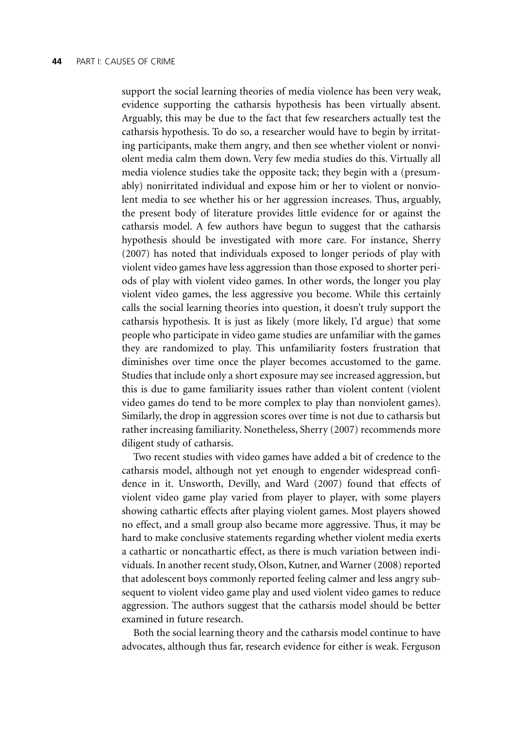support the social learning theories of media violence has been very weak, evidence supporting the catharsis hypothesis has been virtually absent. Arguably, this may be due to the fact that few researchers actually test the catharsis hypothesis. To do so, a researcher would have to begin by irritating participants, make them angry, and then see whether violent or nonviolent media calm them down. Very few media studies do this. Virtually all media violence studies take the opposite tack; they begin with a (presumably) nonirritated individual and expose him or her to violent or nonviolent media to see whether his or her aggression increases. Thus, arguably, the present body of literature provides little evidence for or against the catharsis model. A few authors have begun to suggest that the catharsis hypothesis should be investigated with more care. For instance, Sherry (2007) has noted that individuals exposed to longer periods of play with violent video games have less aggression than those exposed to shorter periods of play with violent video games. In other words, the longer you play violent video games, the less aggressive you become. While this certainly calls the social learning theories into question, it doesn't truly support the catharsis hypothesis. It is just as likely (more likely, I'd argue) that some people who participate in video game studies are unfamiliar with the games they are randomized to play. This unfamiliarity fosters frustration that diminishes over time once the player becomes accustomed to the game. Studies that include only a short exposure may see increased aggression, but this is due to game familiarity issues rather than violent content (violent video games do tend to be more complex to play than nonviolent games). Similarly, the drop in aggression scores over time is not due to catharsis but rather increasing familiarity. Nonetheless, Sherry (2007) recommends more diligent study of catharsis.

Two recent studies with video games have added a bit of credence to the catharsis model, although not yet enough to engender widespread confidence in it. Unsworth, Devilly, and Ward (2007) found that effects of violent video game play varied from player to player, with some players showing cathartic effects after playing violent games. Most players showed no effect, and a small group also became more aggressive. Thus, it may be hard to make conclusive statements regarding whether violent media exerts a cathartic or noncathartic effect, as there is much variation between individuals. In another recent study, Olson, Kutner, and Warner (2008) reported that adolescent boys commonly reported feeling calmer and less angry subsequent to violent video game play and used violent video games to reduce aggression. The authors suggest that the catharsis model should be better examined in future research.

Both the social learning theory and the catharsis model continue to have advocates, although thus far, research evidence for either is weak. Ferguson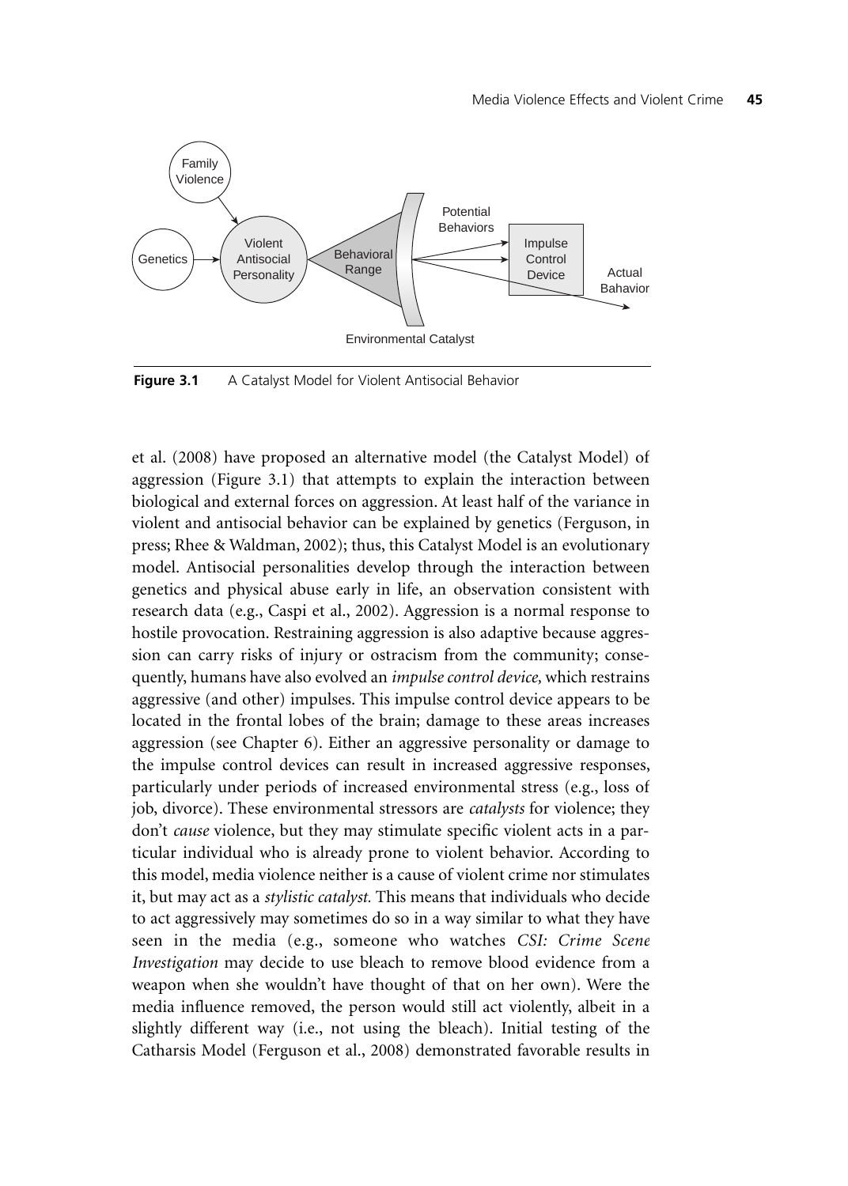Family Violence

Genetics

Violent Antisocial Personality

Behavioral Range

Potential Behaviors

Impulse Control Device

Actual Bahavior

Environmental Catalyst

**Figure 3.1** A Catalyst Model for Violent Antisocial Behavior

et al. (2008) have proposed an alternative model (the Catalyst Model) of aggression (Figure 3.1) that attempts to explain the interaction between biological and external forces on aggression. At least half of the variance in violent and antisocial behavior can be explained by genetics (Ferguson, in press; Rhee & Waldman, 2002); thus, this Catalyst Model is an evolutionary model. Antisocial personalities develop through the interaction between genetics and physical abuse early in life, an observation consistent with research data (e.g., Caspi et al., 2002). Aggression is a normal response to hostile provocation. Restraining aggression is also adaptive because aggression can carry risks of injury or ostracism from the community; consequently, humans have also evolved an *impulse control device,* which restrains aggressive (and other) impulses. This impulse control device appears to be located in the frontal lobes of the brain; damage to these areas increases aggression (see Chapter 6). Either an aggressive personality or damage to the impulse control devices can result in increased aggressive responses, particularly under periods of increased environmental stress (e.g., loss of job, divorce). These environmental stressors are *catalysts* for violence; they don't *cause* violence, but they may stimulate specific violent acts in a particular individual who is already prone to violent behavior. According to this model, media violence neither is a cause of violent crime nor stimulates it, but may act as a *stylistic catalyst.* This means that individuals who decide to act aggressively may sometimes do so in a way similar to what they have seen in the media (e.g., someone who watches *CSI: Crime Scene Investigation* may decide to use bleach to remove blood evidence from a weapon when she wouldn't have thought of that on her own). Were the media influence removed, the person would still act violently, albeit in a slightly different way (i.e., not using the bleach). Initial testing of the Catharsis Model (Ferguson et al., 2008) demonstrated favorable results in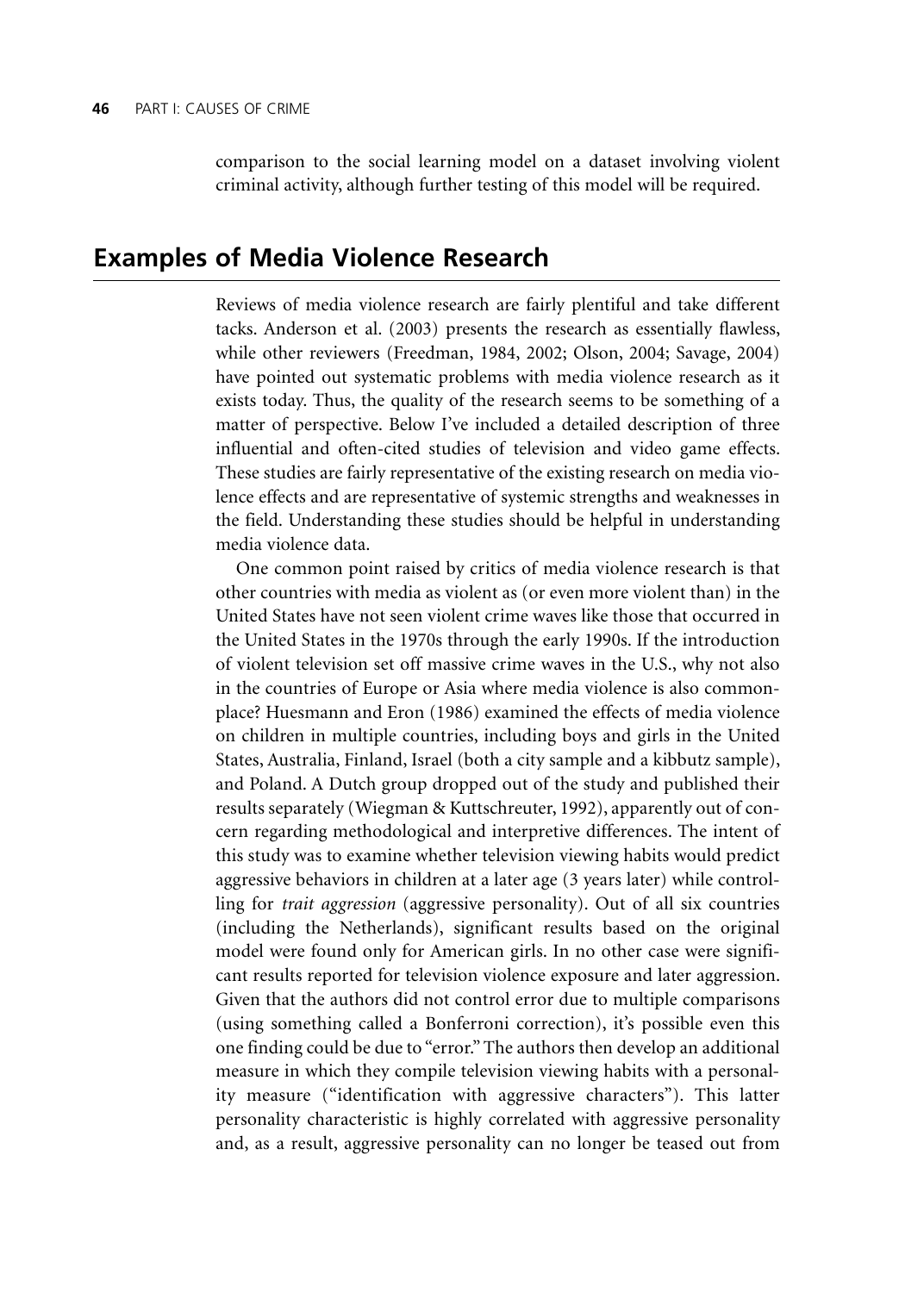comparison to the social learning model on a dataset involving violent criminal activity, although further testing of this model will be required.

## Examples of Media Violence Research

Reviews of media violence research are fairly plentiful and take different tacks. Anderson et al. (2003) presents the research as essentially flawless, while other reviewers (Freedman, 1984, 2002; Olson, 2004; Savage, 2004) have pointed out systematic problems with media violence research as it exists today. Thus, the quality of the research seems to be something of a matter of perspective. Below I've included a detailed description of three influential and often-cited studies of television and video game effects. These studies are fairly representative of the existing research on media violence effects and are representative of systemic strengths and weaknesses in the field. Understanding these studies should be helpful in understanding media violence data.

One common point raised by critics of media violence research is that other countries with media as violent as (or even more violent than) in the United States have not seen violent crime waves like those that occurred in the United States in the 1970s through the early 1990s. If the introduction of violent television set off massive crime waves in the U.S., why not also in the countries of Europe or Asia where media violence is also commonplace? Huesmann and Eron (1986) examined the effects of media violence on children in multiple countries, including boys and girls in the United States, Australia, Finland, Israel (both a city sample and a kibbutz sample), and Poland. A Dutch group dropped out of the study and published their results separately (Wiegman & Kuttschreuter, 1992), apparently out of concern regarding methodological and interpretive differences. The intent of this study was to examine whether television viewing habits would predict aggressive behaviors in children at a later age (3 years later) while controlling for *trait aggression* (aggressive personality). Out of all six countries (including the Netherlands), significant results based on the original model were found only for American girls. In no other case were significant results reported for television violence exposure and later aggression. Given that the authors did not control error due to multiple comparisons (using something called a Bonferroni correction), it's possible even this one finding could be due to "error." The authors then develop an additional measure in which they compile television viewing habits with a personality measure ("identification with aggressive characters"). This latter personality characteristic is highly correlated with aggressive personality and, as a result, aggressive personality can no longer be teased out from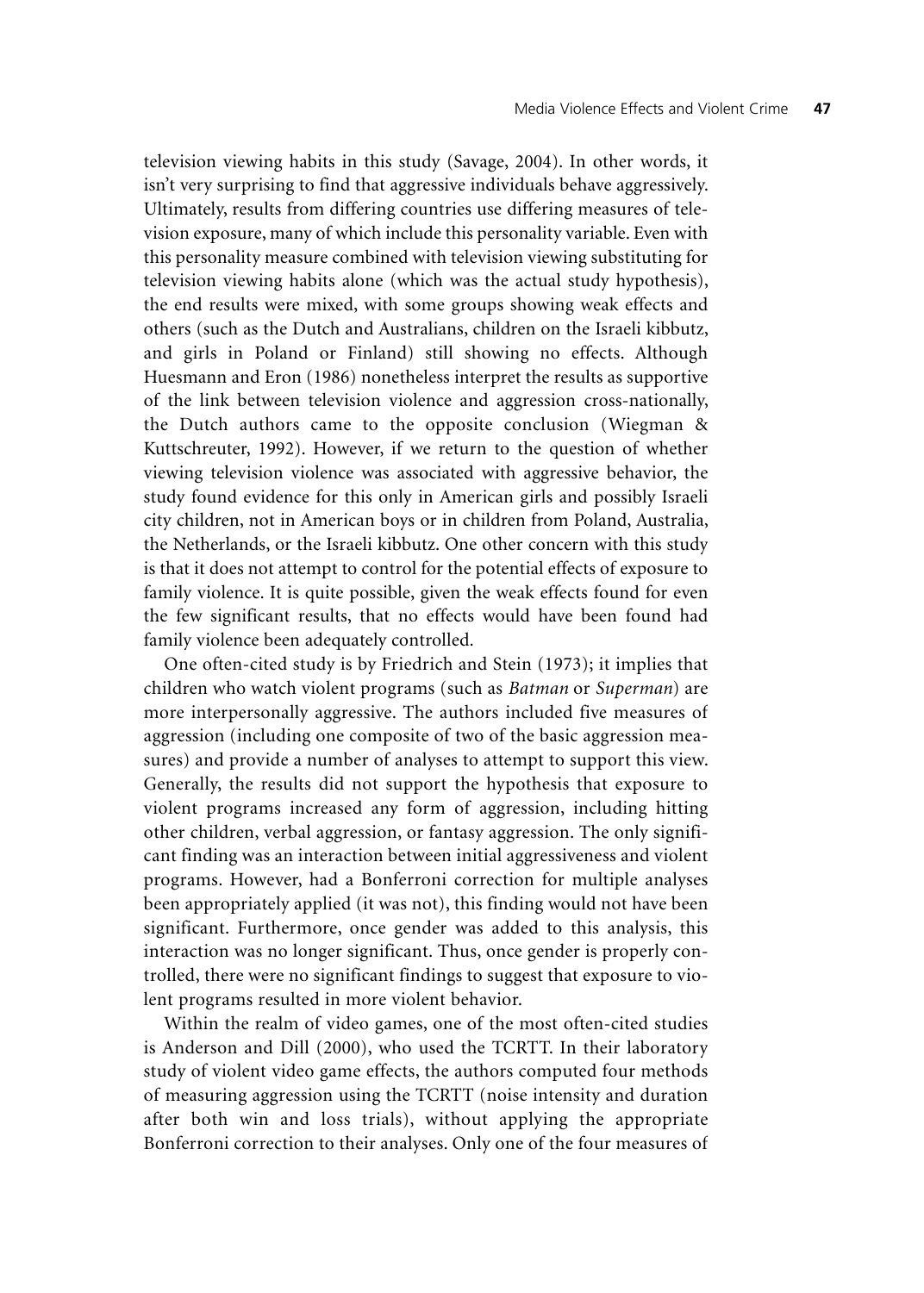television viewing habits in this study (Savage, 2004). In other words, it isn't very surprising to find that aggressive individuals behave aggressively. Ultimately, results from differing countries use differing measures of television exposure, many of which include this personality variable. Even with this personality measure combined with television viewing substituting for television viewing habits alone (which was the actual study hypothesis), the end results were mixed, with some groups showing weak effects and others (such as the Dutch and Australians, children on the Israeli kibbutz, and girls in Poland or Finland) still showing no effects. Although Huesmann and Eron (1986) nonetheless interpret the results as supportive of the link between television violence and aggression cross-nationally, the Dutch authors came to the opposite conclusion (Wiegman & Kuttschreuter, 1992). However, if we return to the question of whether viewing television violence was associated with aggressive behavior, the study found evidence for this only in American girls and possibly Israeli city children, not in American boys or in children from Poland, Australia, the Netherlands, or the Israeli kibbutz. One other concern with this study is that it does not attempt to control for the potential effects of exposure to family violence. It is quite possible, given the weak effects found for even the few significant results, that no effects would have been found had family violence been adequately controlled.

One often-cited study is by Friedrich and Stein (1973); it implies that children who watch violent programs (such as *Batman* or *Superman*) are more interpersonally aggressive. The authors included five measures of aggression (including one composite of two of the basic aggression measures) and provide a number of analyses to attempt to support this view. Generally, the results did not support the hypothesis that exposure to violent programs increased any form of aggression, including hitting other children, verbal aggression, or fantasy aggression. The only significant finding was an interaction between initial aggressiveness and violent programs. However, had a Bonferroni correction for multiple analyses been appropriately applied (it was not), this finding would not have been significant. Furthermore, once gender was added to this analysis, this interaction was no longer significant. Thus, once gender is properly controlled, there were no significant findings to suggest that exposure to violent programs resulted in more violent behavior.

Within the realm of video games, one of the most often-cited studies is Anderson and Dill (2000), who used the TCRTT. In their laboratory study of violent video game effects, the authors computed four methods of measuring aggression using the TCRTT (noise intensity and duration after both win and loss trials), without applying the appropriate Bonferroni correction to their analyses. Only one of the four measures of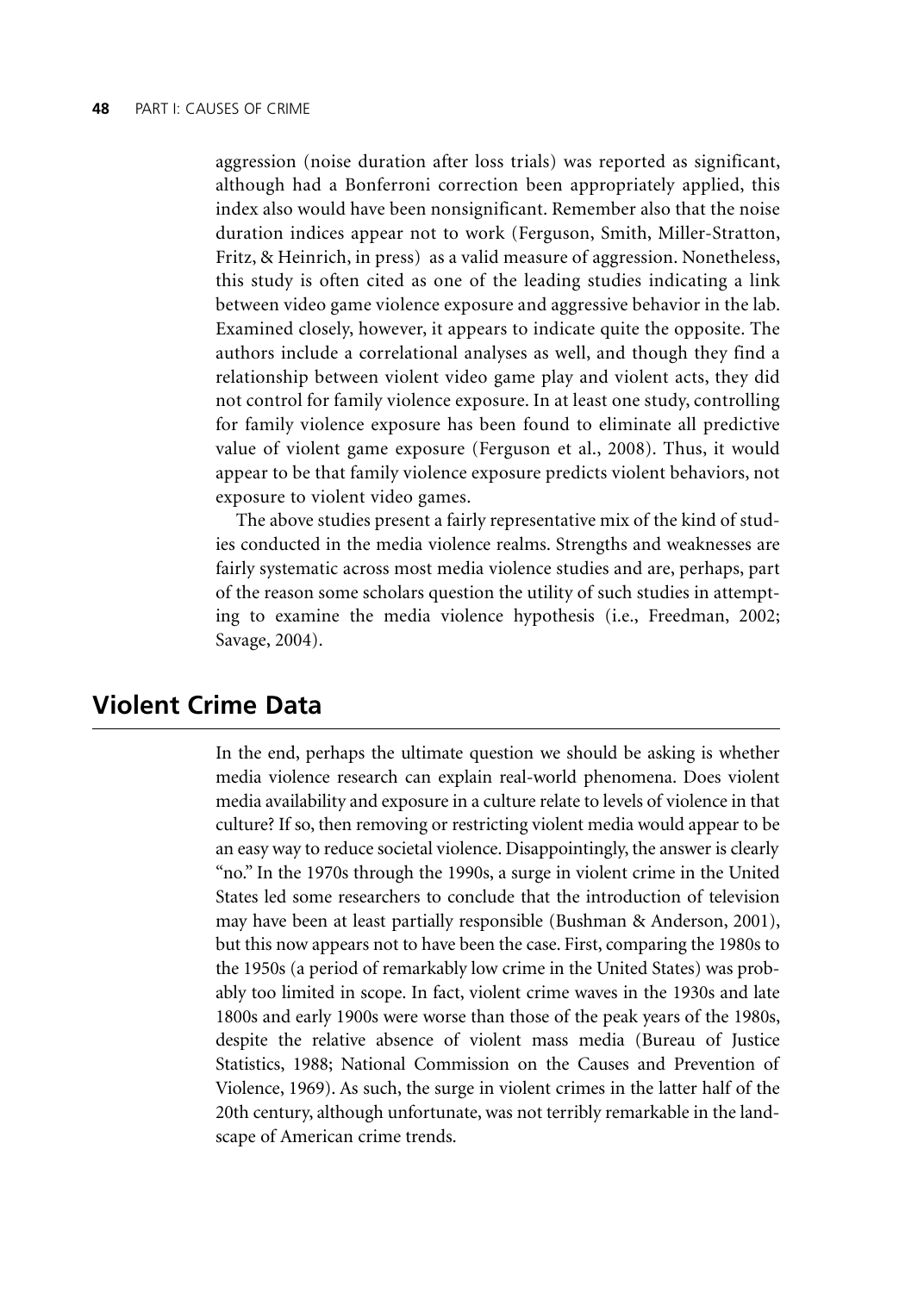aggression (noise duration after loss trials) was reported as significant, although had a Bonferroni correction been appropriately applied, this index also would have been nonsignificant. Remember also that the noise duration indices appear not to work (Ferguson, Smith, Miller-Stratton, Fritz, & Heinrich, in press) as a valid measure of aggression. Nonetheless, this study is often cited as one of the leading studies indicating a link between video game violence exposure and aggressive behavior in the lab. Examined closely, however, it appears to indicate quite the opposite. The authors include a correlational analyses as well, and though they find a relationship between violent video game play and violent acts, they did not control for family violence exposure. In at least one study, controlling for family violence exposure has been found to eliminate all predictive value of violent game exposure (Ferguson et al., 2008). Thus, it would appear to be that family violence exposure predicts violent behaviors, not exposure to violent video games.

The above studies present a fairly representative mix of the kind of studies conducted in the media violence realms. Strengths and weaknesses are fairly systematic across most media violence studies and are, perhaps, part of the reason some scholars question the utility of such studies in attempting to examine the media violence hypothesis (i.e., Freedman, 2002; Savage, 2004).

## Violent Crime Data

In the end, perhaps the ultimate question we should be asking is whether media violence research can explain real-world phenomena. Does violent media availability and exposure in a culture relate to levels of violence in that culture? If so, then removing or restricting violent media would appear to be an easy way to reduce societal violence. Disappointingly, the answer is clearly "no." In the 1970s through the 1990s, a surge in violent crime in the United States led some researchers to conclude that the introduction of television may have been at least partially responsible (Bushman & Anderson, 2001), but this now appears not to have been the case. First, comparing the 1980s to the 1950s (a period of remarkably low crime in the United States) was probably too limited in scope. In fact, violent crime waves in the 1930s and late 1800s and early 1900s were worse than those of the peak years of the 1980s, despite the relative absence of violent mass media (Bureau of Justice Statistics, 1988; National Commission on the Causes and Prevention of Violence, 1969). As such, the surge in violent crimes in the latter half of the 20th century, although unfortunate, was not terribly remarkable in the landscape of American crime trends.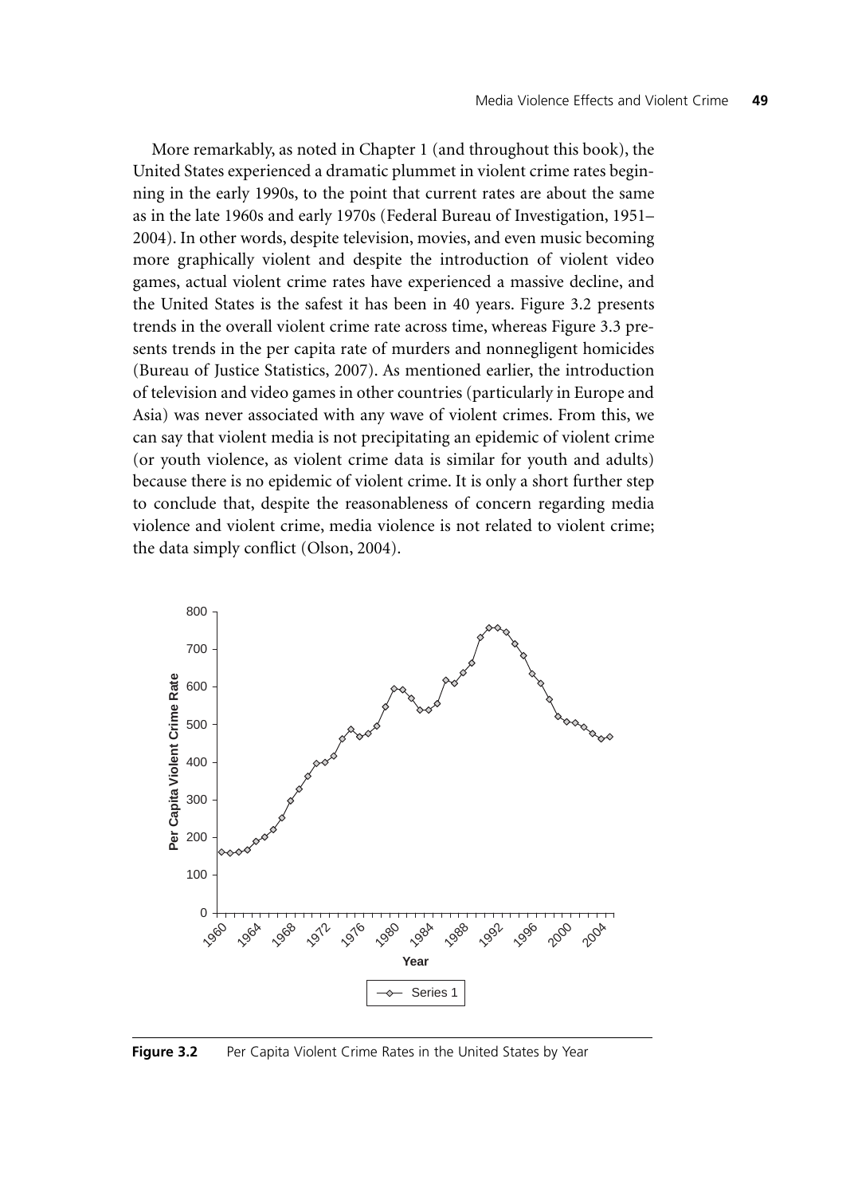More remarkably, as noted in Chapter 1 (and throughout this book), the United States experienced a dramatic plummet in violent crime rates beginning in the early 1990s, to the point that current rates are about the same as in the late 1960s and early 1970s (Federal Bureau of Investigation, 1951–2004). In other words, despite television, movies, and even music becoming more graphically violent and despite the introduction of violent video games, actual violent crime rates have experienced a massive decline, and the United States is the safest it has been in 40 years. Figure 3.2 presents trends in the overall violent crime rate across time, whereas Figure 3.3 presents trends in the per capita rate of murders and nonnegligent homicides (Bureau of Justice Statistics, 2007). As mentioned earlier, the introduction of television and video games in other countries (particularly in Europe and Asia) was never associated with any wave of violent crimes. From this, we can say that violent media is not precipitating an epidemic of violent crime (or youth violence, as violent crime data is similar for youth and adults) because there is no epidemic of violent crime. It is only a short further step to conclude that, despite the reasonableness of concern regarding media violence and violent crime, media violence is not related to violent crime; the data simply conflict (Olson, 2004).

**Figure 3.2** Per Capita Violent Crime Rates in the United States by Year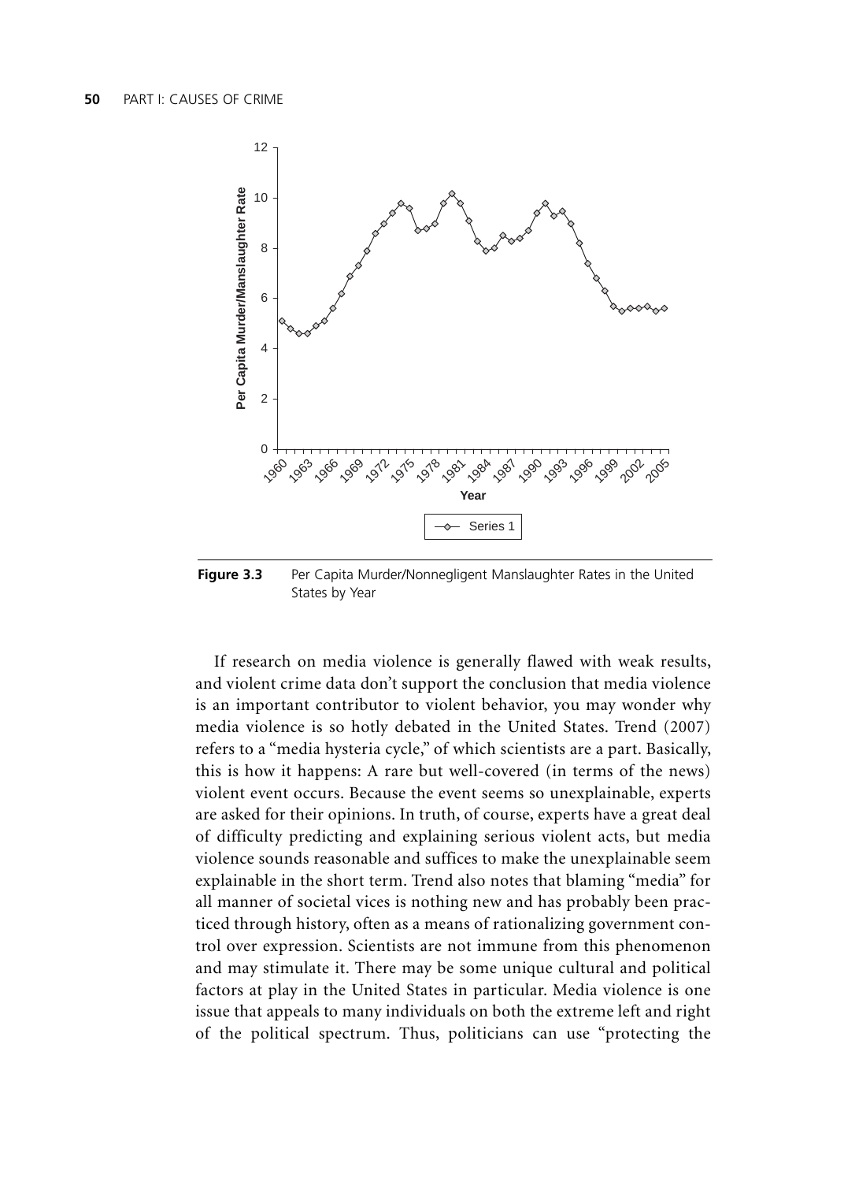**Figure 3.3** Per Capita Murder/Nonnegligent Manslaughter Rates in the United States by Year

If research on media violence is generally flawed with weak results, and violent crime data don't support the conclusion that media violence is an important contributor to violent behavior, you may wonder why media violence is so hotly debated in the United States. Trend (2007) refers to a "media hysteria cycle," of which scientists are a part. Basically, this is how it happens: A rare but well-covered (in terms of the news) violent event occurs. Because the event seems so unexplainable, experts are asked for their opinions. In truth, of course, experts have a great deal of difficulty predicting and explaining serious violent acts, but media violence sounds reasonable and suffices to make the unexplainable seem explainable in the short term. Trend also notes that blaming "media" for all manner of societal vices is nothing new and has probably been practiced through history, often as a means of rationalizing government control over expression. Scientists are not immune from this phenomenon and may stimulate it. There may be some unique cultural and political factors at play in the United States in particular. Media violence is one issue that appeals to many individuals on both the extreme left and right of the political spectrum. Thus, politicians can use "protecting the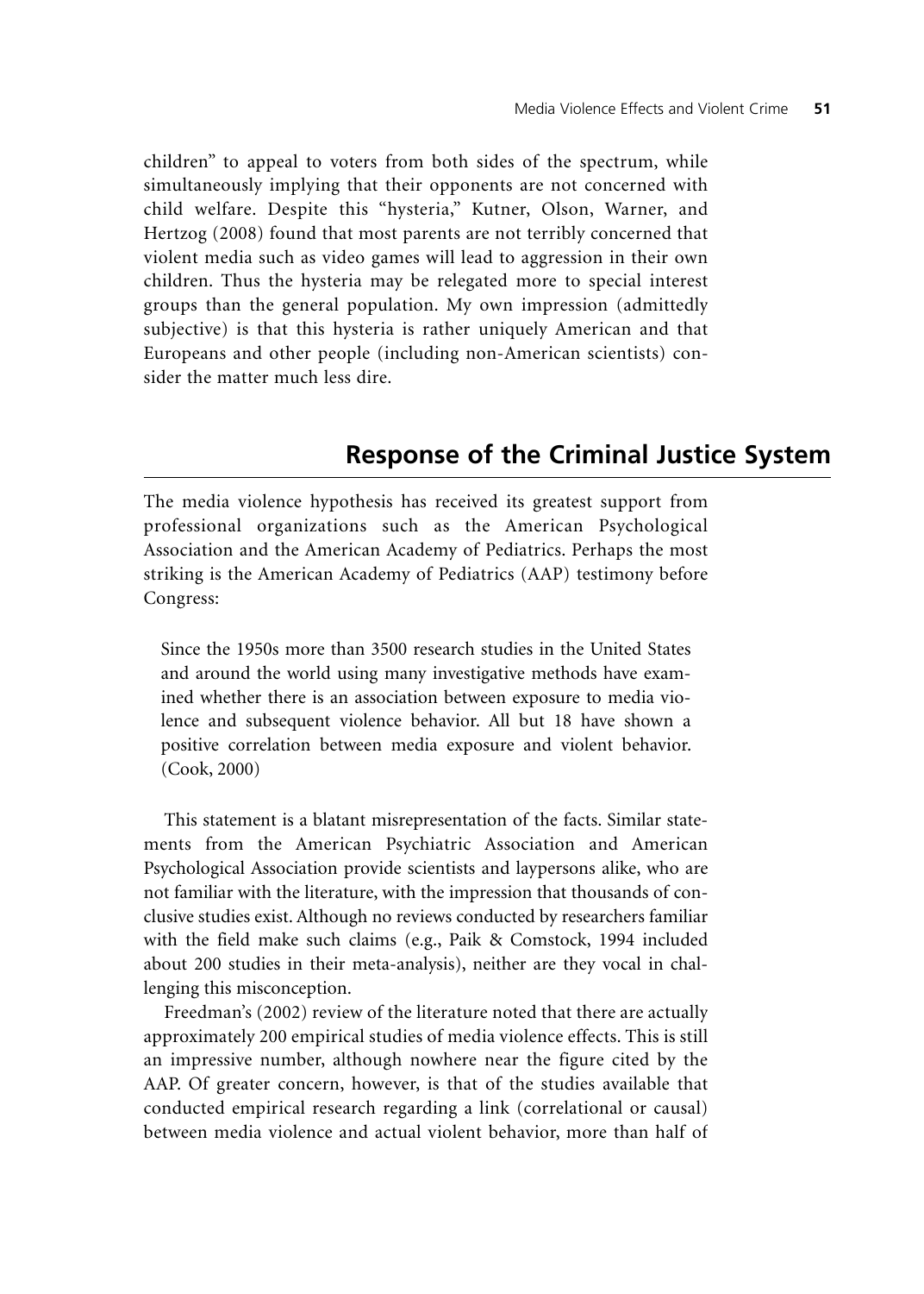children" to appeal to voters from both sides of the spectrum, while simultaneously implying that their opponents are not concerned with child welfare. Despite this "hysteria," Kutner, Olson, Warner, and Hertzog (2008) found that most parents are not terribly concerned that violent media such as video games will lead to aggression in their own children. Thus the hysteria may be relegated more to special interest groups than the general population. My own impression (admittedly subjective) is that this hysteria is rather uniquely American and that Europeans and other people (including non-American scientists) consider the matter much less dire.

## Response of the Criminal Justice System

The media violence hypothesis has received its greatest support from professional organizations such as the American Psychological Association and the American Academy of Pediatrics. Perhaps the most striking is the American Academy of Pediatrics (AAP) testimony before Congress:

> Since the 1950s more than 3500 research studies in the United States and around the world using many investigative methods have examined whether there is an association between exposure to media violence and subsequent violence behavior. All but 18 have shown a positive correlation between media exposure and violent behavior. (Cook, 2000)

This statement is a blatant misrepresentation of the facts. Similar statements from the American Psychiatric Association and American Psychological Association provide scientists and laypersons alike, who are not familiar with the literature, with the impression that thousands of conclusive studies exist. Although no reviews conducted by researchers familiar with the field make such claims (e.g., Paik & Comstock, 1994 included about 200 studies in their meta-analysis), neither are they vocal in challenging this misconception.

Freedman's (2002) review of the literature noted that there are actually approximately 200 empirical studies of media violence effects. This is still an impressive number, although nowhere near the figure cited by the AAP. Of greater concern, however, is that of the studies available that conducted empirical research regarding a link (correlational or causal) between media violence and actual violent behavior, more than half of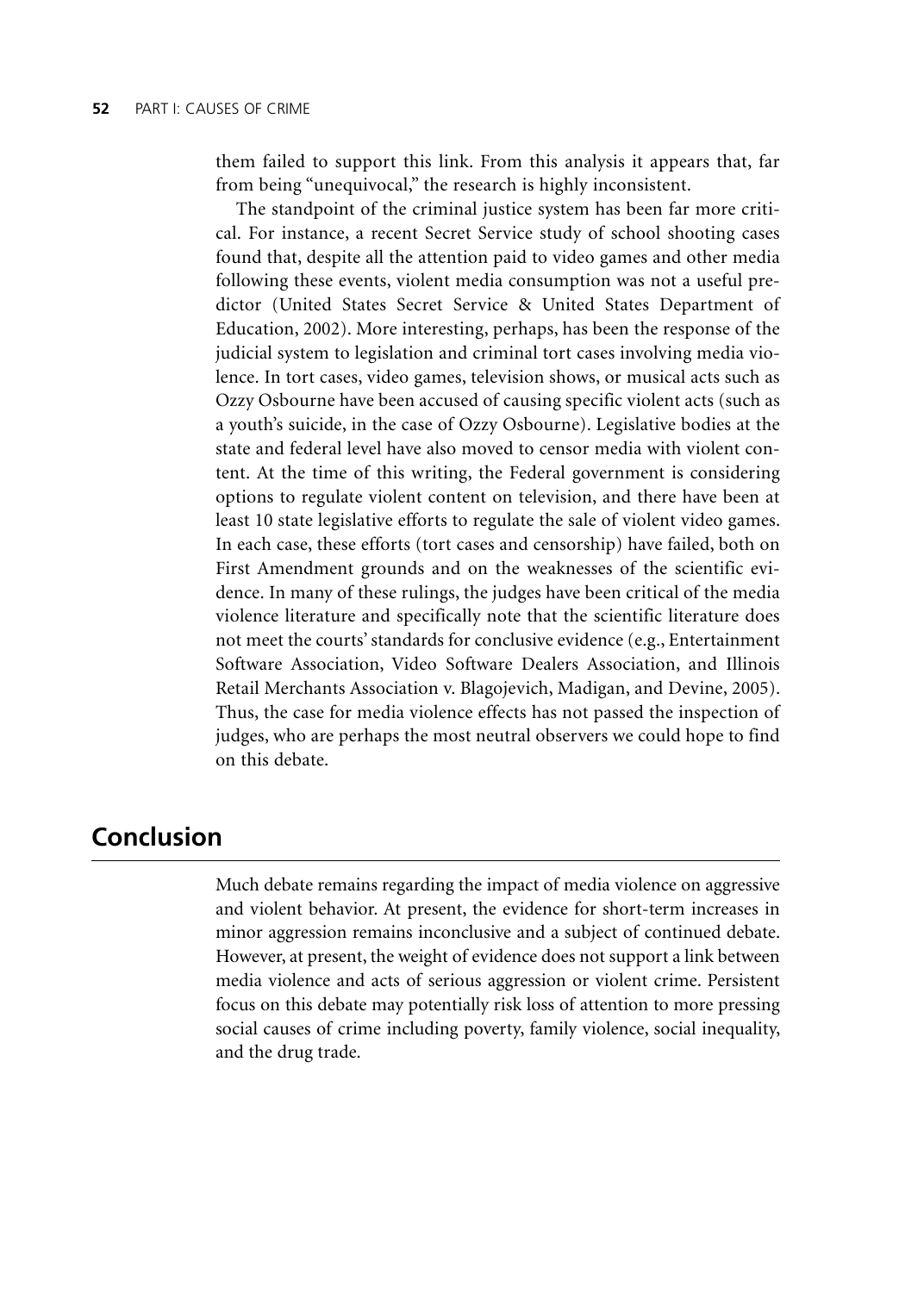them failed to support this link. From this analysis it appears that, far from being "unequivocal," the research is highly inconsistent.

The standpoint of the criminal justice system has been far more critical. For instance, a recent Secret Service study of school shooting cases found that, despite all the attention paid to video games and other media following these events, violent media consumption was not a useful predictor (United States Secret Service & United States Department of Education, 2002). More interesting, perhaps, has been the response of the judicial system to legislation and criminal tort cases involving media violence. In tort cases, video games, television shows, or musical acts such as Ozzy Osbourne have been accused of causing specific violent acts (such as a youth's suicide, in the case of Ozzy Osbourne). Legislative bodies at the state and federal level have also moved to censor media with violent content. At the time of this writing, the Federal government is considering options to regulate violent content on television, and there have been at least 10 state legislative efforts to regulate the sale of violent video games. In each case, these efforts (tort cases and censorship) have failed, both on First Amendment grounds and on the weaknesses of the scientific evidence. In many of these rulings, the judges have been critical of the media violence literature and specifically note that the scientific literature does not meet the courts' standards for conclusive evidence (e.g., Entertainment Software Association, Video Software Dealers Association, and Illinois Retail Merchants Association v. Blagojevich, Madigan, and Devine, 2005). Thus, the case for media violence effects has not passed the inspection of judges, who are perhaps the most neutral observers we could hope to find on this debate.

## Conclusion

Much debate remains regarding the impact of media violence on aggressive and violent behavior. At present, the evidence for short-term increases in minor aggression remains inconclusive and a subject of continued debate. However, at present, the weight of evidence does not support a link between media violence and acts of serious aggression or violent crime. Persistent focus on this debate may potentially risk loss of attention to more pressing social causes of crime including poverty, family violence, social inequality, and the drug trade.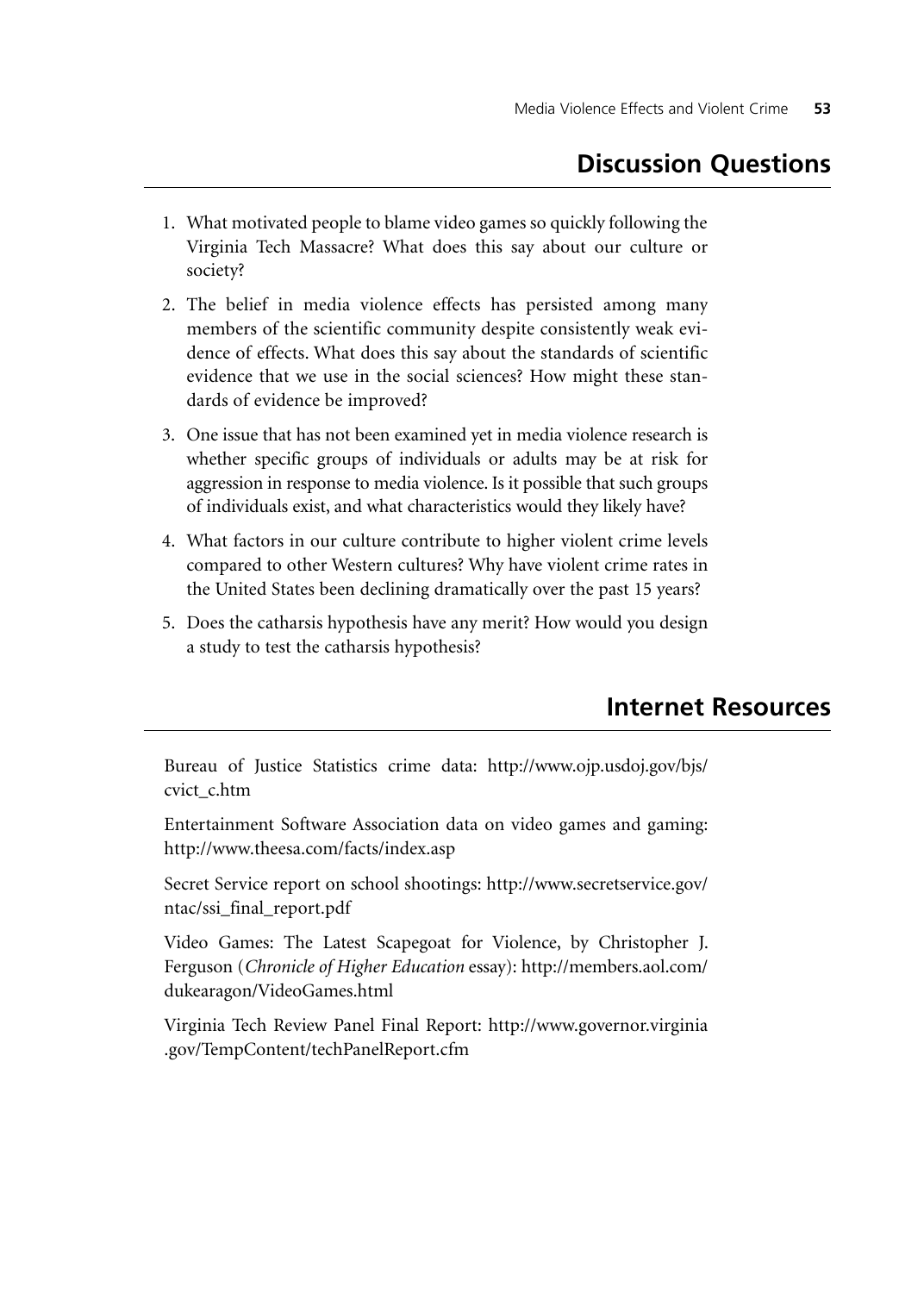## Discussion Questions

1. What motivated people to blame video games so quickly following the Virginia Tech Massacre? What does this say about our culture or society?
2. The belief in media violence effects has persisted among many members of the scientific community despite consistently weak evidence of effects. What does this say about the standards of scientific evidence that we use in the social sciences? How might these standards of evidence be improved?
3. One issue that has not been examined yet in media violence research is whether specific groups of individuals or adults may be at risk for aggression in response to media violence. Is it possible that such groups of individuals exist, and what characteristics would they likely have?
4. What factors in our culture contribute to higher violent crime levels compared to other Western cultures? Why have violent crime rates in the United States been declining dramatically over the past 15 years?
5. Does the catharsis hypothesis have any merit? How would you design a study to test the catharsis hypothesis?

## Internet Resources

Bureau of Justice Statistics crime data: http://www.ojp.usdoj.gov/bjs/cvict_c.htm

Entertainment Software Association data on video games and gaming: http://www.theesa.com/facts/index.asp

Secret Service report on school shootings: http://www.secretservice.gov/ntac/ssi_final_report.pdf

Video Games: The Latest Scapegoat for Violence, by Christopher J. Ferguson (*Chronicle of Higher Education* essay): http://members.aol.com/dukearagon/VideoGames.html

Virginia Tech Review Panel Final Report: http://www.governor.virginia.gov/TempContent/techPanelReport.cfm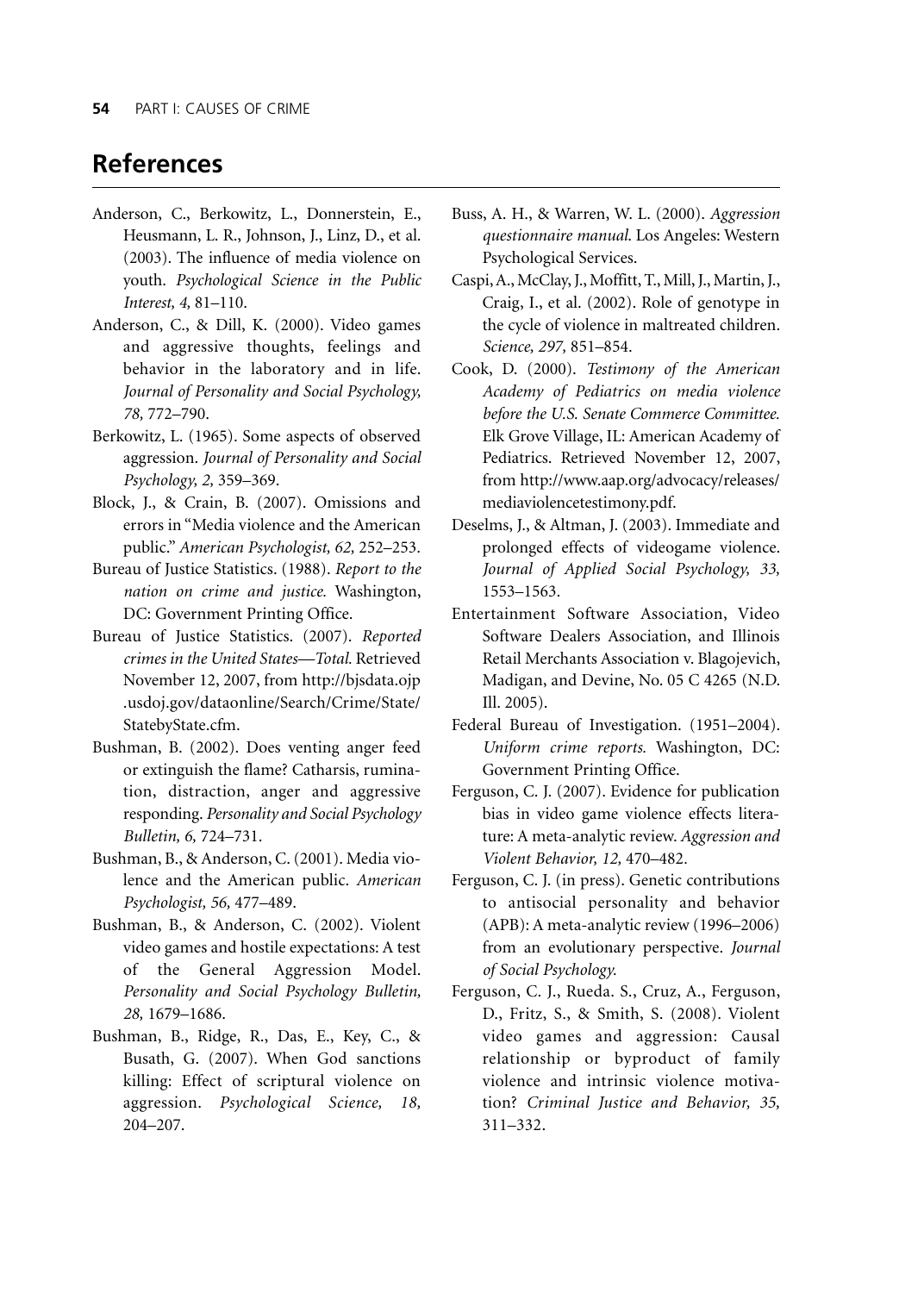# References

Anderson, C., Berkowitz, L., Donnerstein, E., Heusmann, L. R., Johnson, J., Linz, D., et al. (2003). The influence of media violence on youth. *Psychological Science in the Public Interest, 4,* 81–110.

Anderson, C., & Dill, K. (2000). Video games and aggressive thoughts, feelings and behavior in the laboratory and in life. *Journal of Personality and Social Psychology, 78,* 772–790.

Berkowitz, L. (1965). Some aspects of observed aggression. *Journal of Personality and Social Psychology, 2,* 359–369.

Block, J., & Crain, B. (2007). Omissions and errors in "Media violence and the American public." *American Psychologist, 62,* 252–253.

Bureau of Justice Statistics. (1988). *Report to the nation on crime and justice.* Washington, DC: Government Printing Office.

Bureau of Justice Statistics. (2007). *Reported crimes in the United States—Total.* Retrieved November 12, 2007, from http://bjsdata.ojp.usdoj.gov/dataonline/Search/Crime/State/StatebyState.cfm.

Bushman, B. (2002). Does venting anger feed or extinguish the flame? Catharsis, rumination, distraction, anger and aggressive responding. *Personality and Social Psychology Bulletin, 6,* 724–731.

Bushman, B., & Anderson, C. (2001). Media violence and the American public. *American Psychologist, 56,* 477–489.

Bushman, B., & Anderson, C. (2002). Violent video games and hostile expectations: A test of the General Aggression Model. *Personality and Social Psychology Bulletin, 28,* 1679–1686.

Bushman, B., Ridge, R., Das, E., Key, C., & Busath, G. (2007). When God sanctions killing: Effect of scriptural violence on aggression. *Psychological Science, 18,* 204–207.

Buss, A. H., & Warren, W. L. (2000). *Aggression questionnaire manual.* Los Angeles: Western Psychological Services.

Caspi, A., McClay, J., Moffitt, T., Mill, J., Martin, J., Craig, I., et al. (2002). Role of genotype in the cycle of violence in maltreated children. *Science, 297,* 851–854.

Cook, D. (2000). *Testimony of the American Academy of Pediatrics on media violence before the U.S. Senate Commerce Committee.* Elk Grove Village, IL: American Academy of Pediatrics. Retrieved November 12, 2007, from http://www.aap.org/advocacy/releases/mediaviolencetestimony.pdf.

Deselms, J., & Altman, J. (2003). Immediate and prolonged effects of videogame violence. *Journal of Applied Social Psychology, 33,* 1553–1563.

Entertainment Software Association, Video Software Dealers Association, and Illinois Retail Merchants Association v. Blagojevich, Madigan, and Devine, No. 05 C 4265 (N.D. Ill. 2005).

Federal Bureau of Investigation. (1951–2004). *Uniform crime reports.* Washington, DC: Government Printing Office.

Ferguson, C. J. (2007). Evidence for publication bias in video game violence effects literature: A meta-analytic review. *Aggression and Violent Behavior, 12,* 470–482.

Ferguson, C. J. (in press). Genetic contributions to antisocial personality and behavior (APB): A meta-analytic review (1996–2006) from an evolutionary perspective. *Journal of Social Psychology.*

Ferguson, C. J., Rueda. S., Cruz, A., Ferguson, D., Fritz, S., & Smith, S. (2008). Violent video games and aggression: Causal relationship or byproduct of family violence and intrinsic violence motivation? *Criminal Justice and Behavior, 35,* 311–332.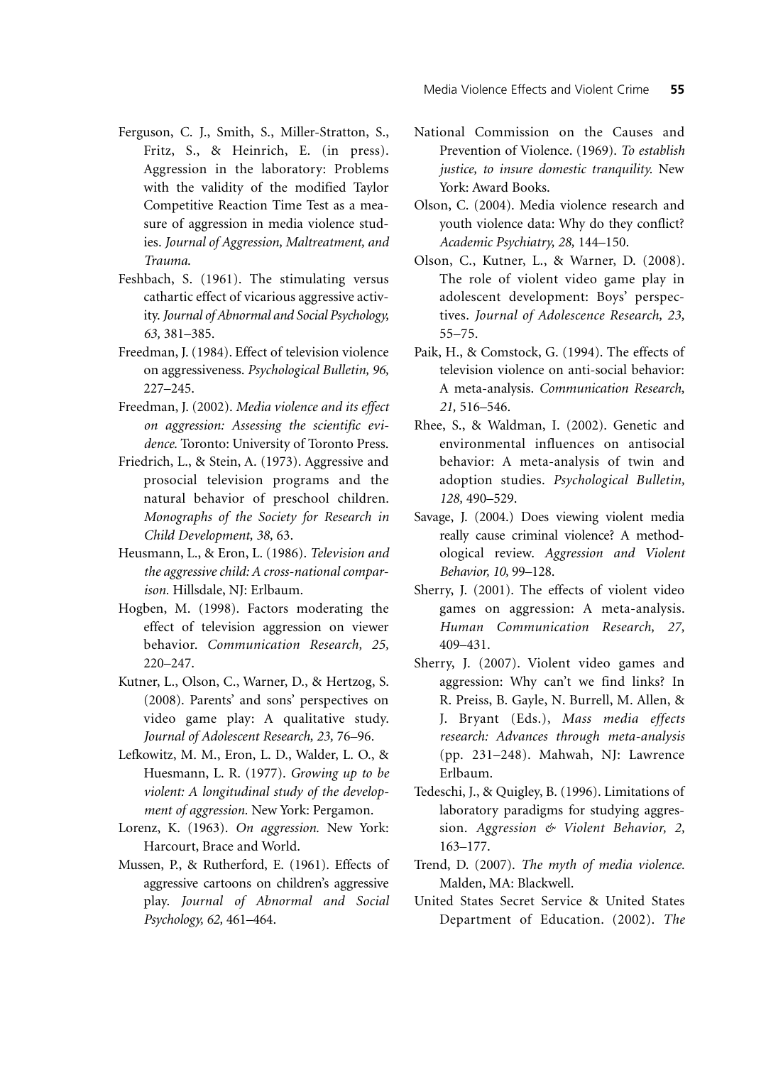Ferguson, C. J., Smith, S., Miller-Stratton, S., Fritz, S., & Heinrich, E. (in press). Aggression in the laboratory: Problems with the validity of the modified Taylor Competitive Reaction Time Test as a measure of aggression in media violence studies. *Journal of Aggression, Maltreatment, and Trauma.*

Feshbach, S. (1961). The stimulating versus cathartic effect of vicarious aggressive activity. *Journal of Abnormal and Social Psychology, 63,* 381–385.

Freedman, J. (1984). Effect of television violence on aggressiveness. *Psychological Bulletin, 96,* 227–245.

Freedman, J. (2002). *Media violence and its effect on aggression: Assessing the scientific evidence.* Toronto: University of Toronto Press.

Friedrich, L., & Stein, A. (1973). Aggressive and prosocial television programs and the natural behavior of preschool children. *Monographs of the Society for Research in Child Development, 38,* 63.

Heusmann, L., & Eron, L. (1986). *Television and the aggressive child: A cross-national comparison.* Hillsdale, NJ: Erlbaum.

Hogben, M. (1998). Factors moderating the effect of television aggression on viewer behavior. *Communication Research, 25,* 220–247.

Kutner, L., Olson, C., Warner, D., & Hertzog, S. (2008). Parents' and sons' perspectives on video game play: A qualitative study. *Journal of Adolescent Research, 23,* 76–96.

Lefkowitz, M. M., Eron, L. D., Walder, L. O., & Huesmann, L. R. (1977). *Growing up to be violent: A longitudinal study of the development of aggression.* New York: Pergamon.

Lorenz, K. (1963). *On aggression.* New York: Harcourt, Brace and World.

Mussen, P., & Rutherford, E. (1961). Effects of aggressive cartoons on children's aggressive play. *Journal of Abnormal and Social Psychology, 62,* 461–464.

National Commission on the Causes and Prevention of Violence. (1969). *To establish justice, to insure domestic tranquility.* New York: Award Books.

Olson, C. (2004). Media violence research and youth violence data: Why do they conflict? *Academic Psychiatry, 28,* 144–150.

Olson, C., Kutner, L., & Warner, D. (2008). The role of violent video game play in adolescent development: Boys' perspectives. *Journal of Adolescence Research, 23,* 55–75.

Paik, H., & Comstock, G. (1994). The effects of television violence on anti-social behavior: A meta-analysis. *Communication Research, 21,* 516–546.

Rhee, S., & Waldman, I. (2002). Genetic and environmental influences on antisocial behavior: A meta-analysis of twin and adoption studies. *Psychological Bulletin, 128,* 490–529.

Savage, J. (2004.) Does viewing violent media really cause criminal violence? A methodological review. *Aggression and Violent Behavior, 10,* 99–128.

Sherry, J. (2001). The effects of violent video games on aggression: A meta-analysis. *Human Communication Research, 27,* 409–431.

Sherry, J. (2007). Violent video games and aggression: Why can't we find links? In R. Preiss, B. Gayle, N. Burrell, M. Allen, & J. Bryant (Eds.), *Mass media effects research: Advances through meta-analysis* (pp. 231–248). Mahwah, NJ: Lawrence Erlbaum.

Tedeschi, J., & Quigley, B. (1996). Limitations of laboratory paradigms for studying aggression. *Aggression & Violent Behavior, 2,* 163–177.

Trend, D. (2007). *The myth of media violence.* Malden, MA: Blackwell.

United States Secret Service & United States Department of Education. (2002). *The*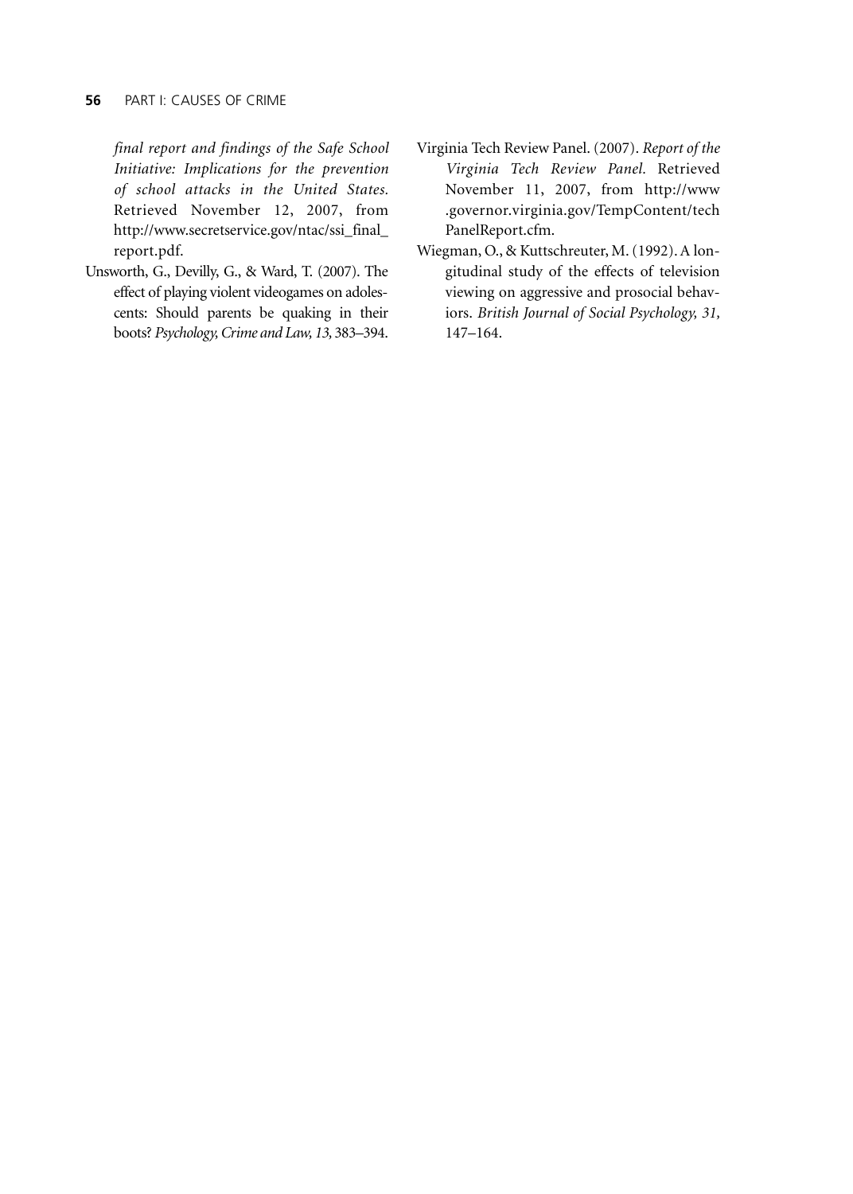*final report and findings of the Safe School Initiative: Implications for the prevention of school attacks in the United States.* Retrieved November 12, 2007, from http://www.secretservice.gov/ntac/ssi_final_report.pdf.

Unsworth, G., Devilly, G., & Ward, T. (2007). The effect of playing violent videogames on adolescents: Should parents be quaking in their boots? *Psychology, Crime and Law, 13,* 383–394.

Virginia Tech Review Panel. (2007). *Report of the Virginia Tech Review Panel.* Retrieved November 11, 2007, from http://www.governor.virginia.gov/TempContent/techPanelReport.cfm.

Wiegman, O., & Kuttschreuter, M. (1992). A longitudinal study of the effects of television viewing on aggressive and prosocial behaviors. *British Journal of Social Psychology, 31,* 147–164.